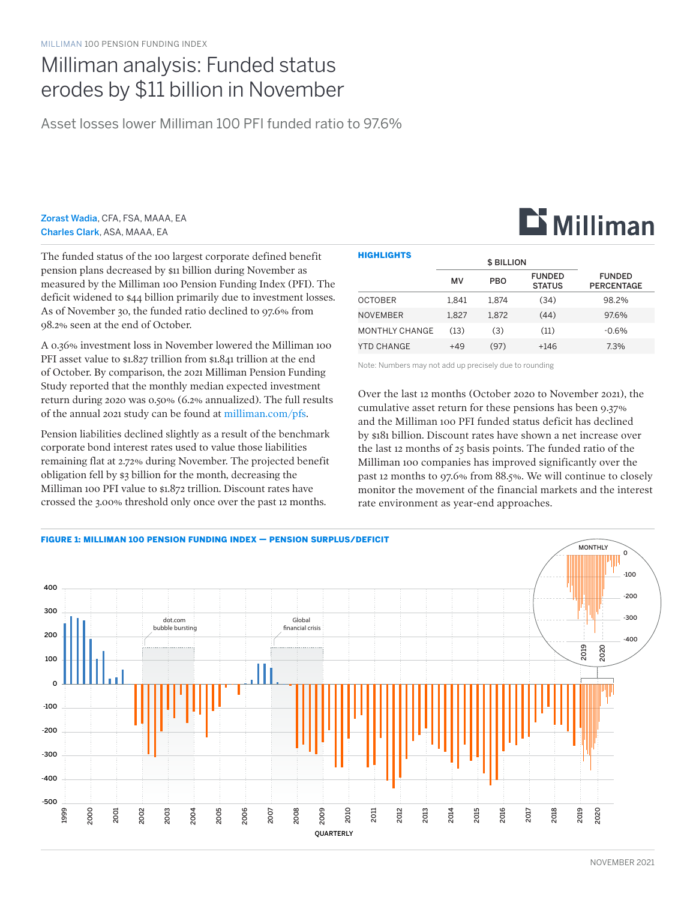MILLIMAN 100 PENSION FUNDING INDEX

# Milliman analysis: Funded status erodes by $11 billion in November

## Asset losses lower Milliman 100 PFI funded ratio to 97.6%

**Zorast Wadia**, CFA, FSA, MAAA, EA
**Charles Clark**, ASA, MAAA, EA

The funded status of the 100 largest corporate defined benefit pension plans decreased by $11 billion during November as measured by the Milliman 100 Pension Funding Index (PFI). The deficit widened to $44 billion primarily due to investment losses. As of November 30, the funded ratio declined to 97.6% from 98.2% seen at the end of October.

A 0.36% investment loss in November lowered the Milliman 100 PFI asset value to $1.827 trillion from $1.841 trillion at the end of October. By comparison, the 2021 Milliman Pension Funding Study reported that the monthly median expected investment return during 2020 was 0.50% (6.2% annualized). The full results of the annual 2021 study can be found at milliman.com/pfs.

Pension liabilities declined slightly as a result of the benchmark corporate bond interest rates used to value those liabilities remaining flat at 2.72% during November. The projected benefit obligation fell by $3 billion for the month, decreasing the Milliman 100 PFI value to $1.872 trillion. Discount rates have crossed the 3.00% threshold only once over the past 12 months.

**HIGHLIGHTS**

| | $ BILLION | | | |
|---|---|---|---|---|
| | MV | PBO | FUNDED STATUS | FUNDED PERCENTAGE |
| OCTOBER | 1,841 | 1,874 | (34) | 98.2% |
| NOVEMBER | 1,827 | 1,872 | (44) | 97.6% |
| MONTHLY CHANGE | (13) | (3) | (11) | -0.6% |
| YTD CHANGE | +49 | (97) | +146 | 7.3% |

Note: Numbers may not add up precisely due to rounding

Over the last 12 months (October 2020 to November 2021), the cumulative asset return for these pensions has been 9.37% and the Milliman 100 PFI funded status deficit has declined by $181 billion. Discount rates have shown a net increase over the last 12 months of 25 basis points. The funded ratio of the Milliman 100 companies has improved significantly over the past 12 months to 97.6% from 88.5%. We will continue to closely monitor the movement of the financial markets and the interest rate environment as year-end approaches.

**FIGURE 1: MILLIMAN 100 PENSION FUNDING INDEX — PENSION SURPLUS/DEFICIT**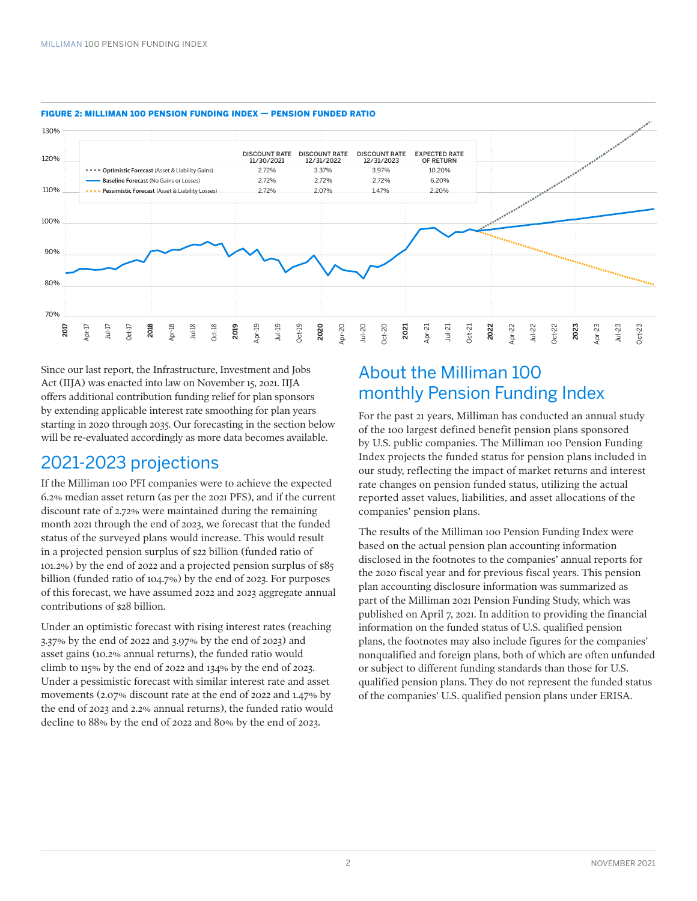**FIGURE 2: MILLIMAN 100 PENSION FUNDING INDEX — PENSION FUNDED RATIO**

| | DISCOUNT RATE 11/30/2021 | DISCOUNT RATE 12/31/2022 | DISCOUNT RATE 12/31/2023 | EXPECTED RATE OF RETURN |
|---|---|---|---|---|
| **Optimistic Forecast** (Asset & Liability Gains) | 2.72% | 3.37% | 3.97% | 10.20% |
| **Baseline Forecast** (No Gains or Losses) | 2.72% | 2.72% | 2.72% | 6.20% |
| **Pessimistic Forecast** (Asset & Liability Losses) | 2.72% | 2.07% | 1.47% | 2.20% |

Since our last report, the Infrastructure, Investment and Jobs Act (IIJA) was enacted into law on November 15, 2021. IIJA offers additional contribution funding relief for plan sponsors by extending applicable interest rate smoothing for plan years starting in 2020 through 2035. Our forecasting in the section below will be re-evaluated accordingly as more data becomes available.

## 2021-2023 projections

If the Milliman 100 PFI companies were to achieve the expected 6.2% median asset return (as per the 2021 PFS), and if the current discount rate of 2.72% were maintained during the remaining month 2021 through the end of 2023, we forecast that the funded status of the surveyed plans would increase. This would result in a projected pension surplus of $22 billion (funded ratio of 101.2%) by the end of 2022 and a projected pension surplus of $85 billion (funded ratio of 104.7%) by the end of 2023. For purposes of this forecast, we have assumed 2022 and 2023 aggregate annual contributions of $28 billion.

Under an optimistic forecast with rising interest rates (reaching 3.37% by the end of 2022 and 3.97% by the end of 2023) and asset gains (10.2% annual returns), the funded ratio would climb to 115% by the end of 2022 and 134% by the end of 2023. Under a pessimistic forecast with similar interest rate and asset movements (2.07% discount rate at the end of 2022 and 1.47% by the end of 2023 and 2.2% annual returns), the funded ratio would decline to 88% by the end of 2022 and 80% by the end of 2023.

## About the Milliman 100 monthly Pension Funding Index

For the past 21 years, Milliman has conducted an annual study of the 100 largest defined benefit pension plans sponsored by U.S. public companies. The Milliman 100 Pension Funding Index projects the funded status for pension plans included in our study, reflecting the impact of market returns and interest rate changes on pension funded status, utilizing the actual reported asset values, liabilities, and asset allocations of the companies' pension plans.

The results of the Milliman 100 Pension Funding Index were based on the actual pension plan accounting information disclosed in the footnotes to the companies' annual reports for the 2020 fiscal year and for previous fiscal years. This pension plan accounting disclosure information was summarized as part of the Milliman 2021 Pension Funding Study, which was published on April 7, 2021. In addition to providing the financial information on the funded status of U.S. qualified pension plans, the footnotes may also include figures for the companies' nonqualified and foreign plans, both of which are often unfunded or subject to different funding standards than those for U.S. qualified pension plans. They do not represent the funded status of the companies' U.S. qualified pension plans under ERISA.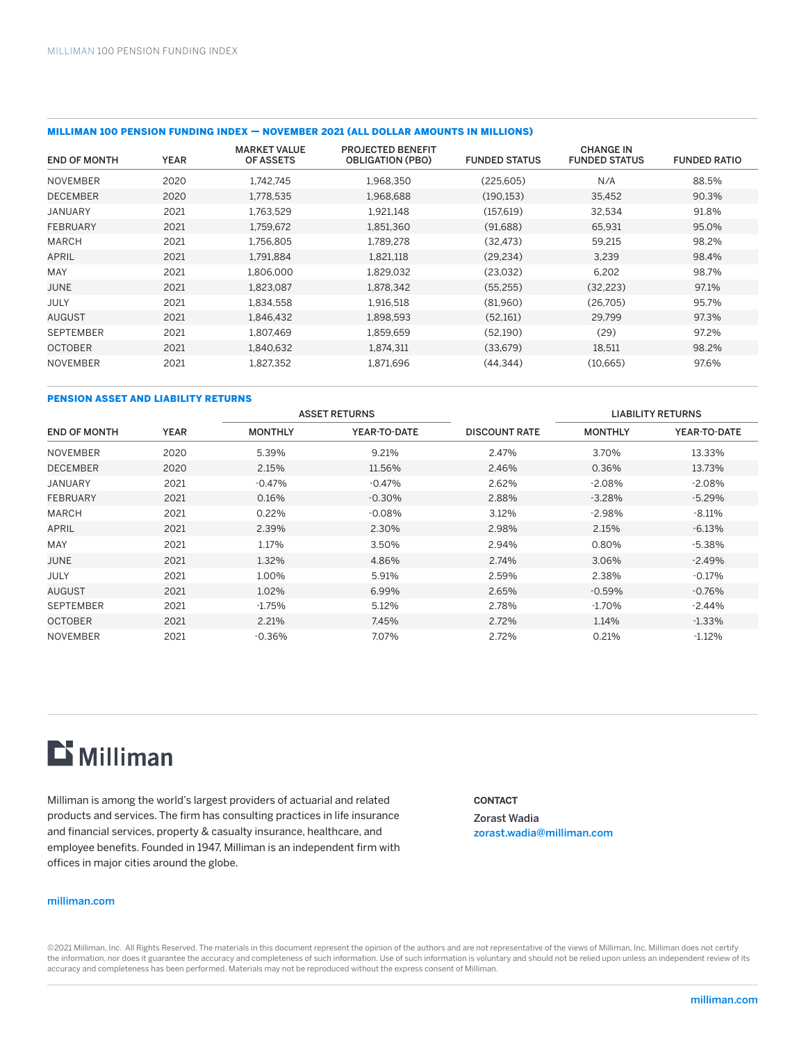### MILLIMAN 100 PENSION FUNDING INDEX — NOVEMBER 2021 (ALL DOLLAR AMOUNTS IN MILLIONS)

| END OF MONTH | YEAR | MARKET VALUE OF ASSETS | PROJECTED BENEFIT OBLIGATION (PBO) | FUNDED STATUS | CHANGE IN FUNDED STATUS | FUNDED RATIO |
|---|---|---|---|---|---|---|
| NOVEMBER | 2020 | 1,742,745 | 1,968,350 | (225,605) | N/A | 88.5% |
| DECEMBER | 2020 | 1,778,535 | 1,968,688 | (190,153) | 35,452 | 90.3% |
| JANUARY | 2021 | 1,763,529 | 1,921,148 | (157,619) | 32,534 | 91.8% |
| FEBRUARY | 2021 | 1,759,672 | 1,851,360 | (91,688) | 65,931 | 95.0% |
| MARCH | 2021 | 1,756,805 | 1,789,278 | (32,473) | 59,215 | 98.2% |
| APRIL | 2021 | 1,791,884 | 1,821,118 | (29,234) | 3,239 | 98.4% |
| MAY | 2021 | 1,806,000 | 1,829,032 | (23,032) | 6,202 | 98.7% |
| JUNE | 2021 | 1,823,087 | 1,878,342 | (55,255) | (32,223) | 97.1% |
| JULY | 2021 | 1,834,558 | 1,916,518 | (81,960) | (26,705) | 95.7% |
| AUGUST | 2021 | 1,846,432 | 1,898,593 | (52,161) | 29,799 | 97.3% |
| SEPTEMBER | 2021 | 1,807,469 | 1,859,659 | (52,190) | (29) | 97.2% |
| OCTOBER | 2021 | 1,840,632 | 1,874,311 | (33,679) | 18,511 | 98.2% |
| NOVEMBER | 2021 | 1,827,352 | 1,871,696 | (44,344) | (10,665) | 97.6% |

### PENSION ASSET AND LIABILITY RETURNS

| | | ASSET RETURNS | | | LIABILITY RETURNS | |
|---|---|---|---|---|---|---|
| END OF MONTH | YEAR | MONTHLY | YEAR-TO-DATE | DISCOUNT RATE | MONTHLY | YEAR-TO-DATE |
| NOVEMBER | 2020 | 5.39% | 9.21% | 2.47% | 3.70% | 13.33% |
| DECEMBER | 2020 | 2.15% | 11.56% | 2.46% | 0.36% | 13.73% |
| JANUARY | 2021 | -0.47% | -0.47% | 2.62% | -2.08% | -2.08% |
| FEBRUARY | 2021 | 0.16% | -0.30% | 2.88% | -3.28% | -5.29% |
| MARCH | 2021 | 0.22% | -0.08% | 3.12% | -2.98% | -8.11% |
| APRIL | 2021 | 2.39% | 2.30% | 2.98% | 2.15% | -6.13% |
| MAY | 2021 | 1.17% | 3.50% | 2.94% | 0.80% | -5.38% |
| JUNE | 2021 | 1.32% | 4.86% | 2.74% | 3.06% | -2.49% |
| JULY | 2021 | 1.00% | 5.91% | 2.59% | 2.38% | -0.17% |
| AUGUST | 2021 | 1.02% | 6.99% | 2.65% | -0.59% | -0.76% |
| SEPTEMBER | 2021 | -1.75% | 5.12% | 2.78% | -1.70% | -2.44% |
| OCTOBER | 2021 | 2.21% | 7.45% | 2.72% | 1.14% | -1.33% |
| NOVEMBER | 2021 | -0.36% | 7.07% | 2.72% | 0.21% | -1.12% |

Milliman

Milliman is among the world's largest providers of actuarial and related products and services. The firm has consulting practices in life insurance and financial services, property & casualty insurance, healthcare, and employee benefits. Founded in 1947, Milliman is an independent firm with offices in major cities around the globe.

milliman.com

**CONTACT**

Zorast Wadia
zorast.wadia@milliman.com

©2021 Milliman, Inc. All Rights Reserved. The materials in this document represent the opinion of the authors and are not representative of the views of Milliman, Inc. Milliman does not certify the information, nor does it guarantee the accuracy and completeness of such information. Use of such information is voluntary and should not be relied upon unless an independent review of its accuracy and completeness has been performed. Materials may not be reproduced without the express consent of Milliman.